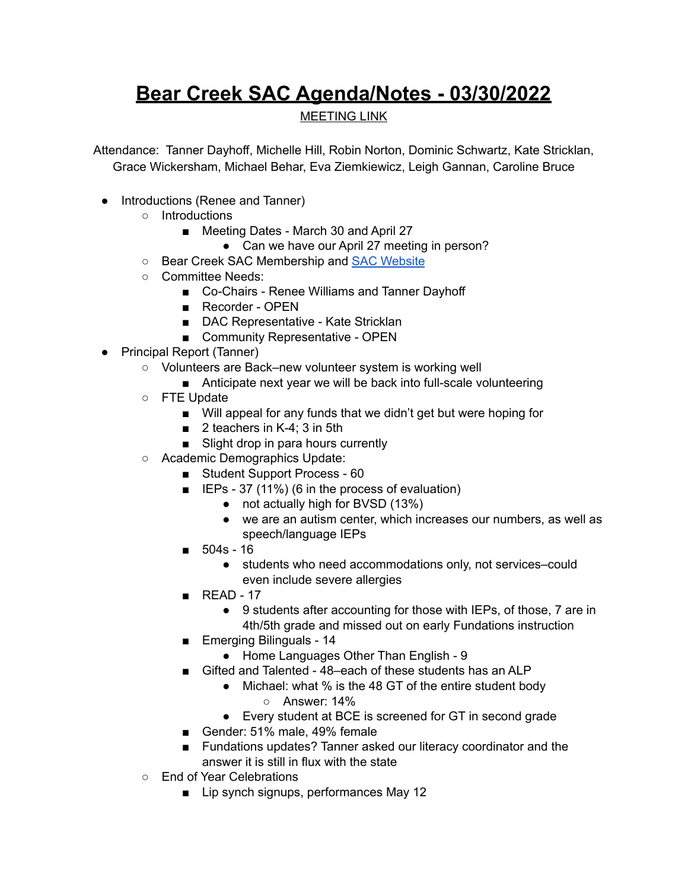# **Bear Creek SAC Agenda/Notes - 03/30/2022**

MEETING LINK

Attendance: Tanner Dayhoff, Michelle Hill, Robin Norton, Dominic Schwartz, Kate Stricklan, Grace Wickersham, Michael Behar, Eva Ziemkiewicz, Leigh Gannan, Caroline Bruce

- Introductions (Renee and Tanner)
  - Introductions
    - Meeting Dates - March 30 and April 27
      - Can we have our April 27 meeting in person?
  - Bear Creek SAC Membership and SAC Website
  - Committee Needs:
    - Co-Chairs - Renee Williams and Tanner Dayhoff
    - Recorder - OPEN
    - DAC Representative - Kate Stricklan
    - Community Representative - OPEN
- Principal Report (Tanner)
  - Volunteers are Back–new volunteer system is working well
    - Anticipate next year we will be back into full-scale volunteering
  - FTE Update
    - Will appeal for any funds that we didn't get but were hoping for
    - 2 teachers in K-4; 3 in 5th
    - Slight drop in para hours currently
  - Academic Demographics Update:
    - Student Support Process - 60
    - IEPs - 37 (11%) (6 in the process of evaluation)
      - not actually high for BVSD (13%)
      - we are an autism center, which increases our numbers, as well as speech/language IEPs
    - 504s - 16
      - students who need accommodations only, not services–could even include severe allergies
    - READ - 17
      - 9 students after accounting for those with IEPs, of those, 7 are in 4th/5th grade and missed out on early Fundations instruction
    - Emerging Bilinguals - 14
      - Home Languages Other Than English - 9
    - Gifted and Talented - 48–each of these students has an ALP
      - Michael: what % is the 48 GT of the entire student body
        - Answer: 14%
      - Every student at BCE is screened for GT in second grade
    - Gender: 51% male, 49% female
    - Fundations updates? Tanner asked our literacy coordinator and the answer it is still in flux with the state
  - End of Year Celebrations
    - Lip synch signups, performances May 12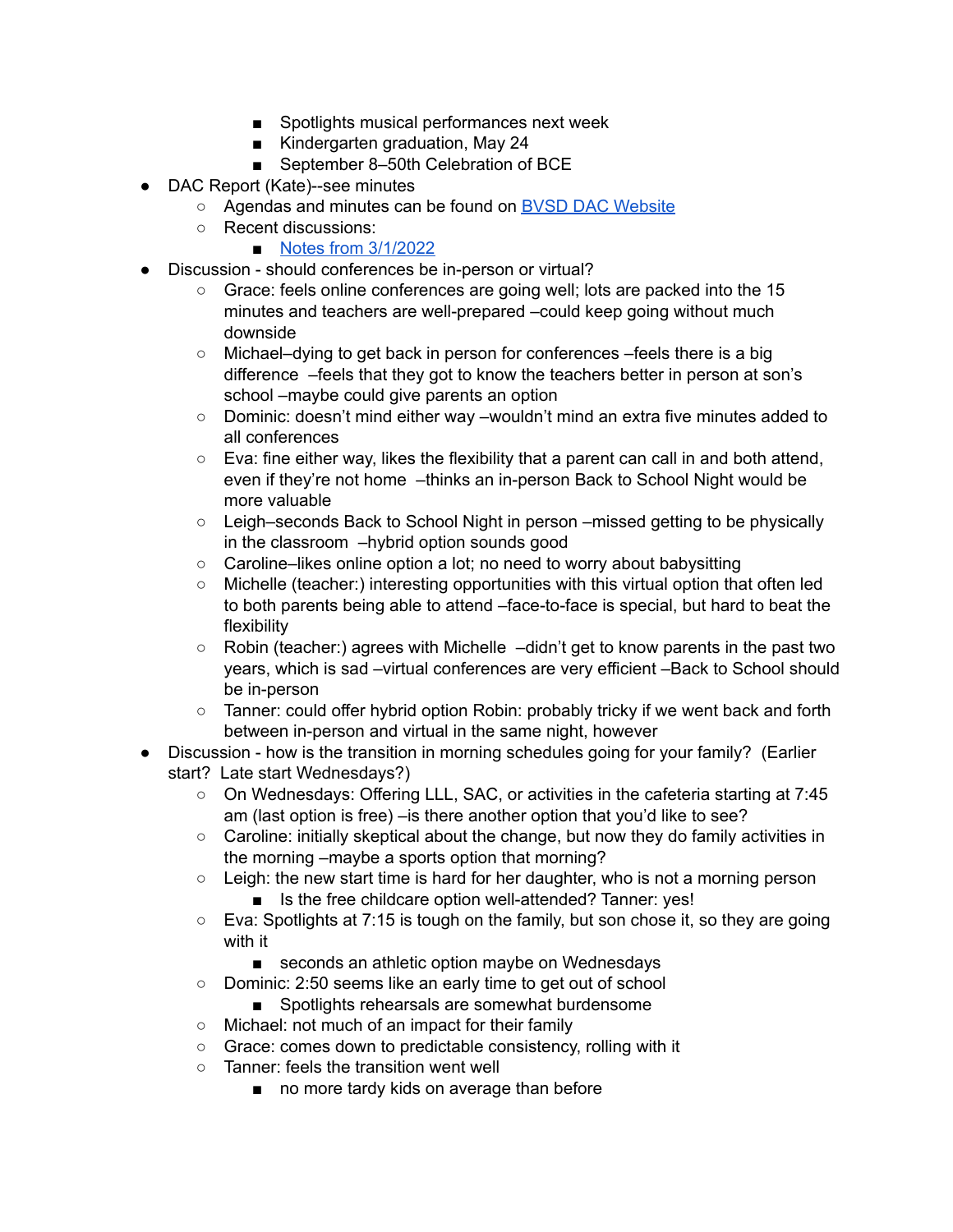- Spotlights musical performances next week
        - Kindergarten graduation, May 24
        - September 8–50th Celebration of BCE
- DAC Report (Kate)--see minutes
    - Agendas and minutes can be found on [BVSD DAC Website]
    - Recent discussions:
        - [Notes from 3/1/2022]
- Discussion - should conferences be in-person or virtual?
    - Grace: feels online conferences are going well; lots are packed into the 15 minutes and teachers are well-prepared –could keep going without much downside
    - Michael–dying to get back in person for conferences –feels there is a big difference –feels that they got to know the teachers better in person at son's school –maybe could give parents an option
    - Dominic: doesn't mind either way –wouldn't mind an extra five minutes added to all conferences
    - Eva: fine either way, likes the flexibility that a parent can call in and both attend, even if they're not home –thinks an in-person Back to School Night would be more valuable
    - Leigh–seconds Back to School Night in person –missed getting to be physically in the classroom –hybrid option sounds good
    - Caroline–likes online option a lot; no need to worry about babysitting
    - Michelle (teacher:) interesting opportunities with this virtual option that often led to both parents being able to attend –face-to-face is special, but hard to beat the flexibility
    - Robin (teacher:) agrees with Michelle –didn't get to know parents in the past two years, which is sad –virtual conferences are very efficient –Back to School should be in-person
    - Tanner: could offer hybrid option Robin: probably tricky if we went back and forth between in-person and virtual in the same night, however
- Discussion - how is the transition in morning schedules going for your family? (Earlier start? Late start Wednesdays?)
    - On Wednesdays: Offering LLL, SAC, or activities in the cafeteria starting at 7:45 am (last option is free) –is there another option that you'd like to see?
    - Caroline: initially skeptical about the change, but now they do family activities in the morning –maybe a sports option that morning?
    - Leigh: the new start time is hard for her daughter, who is not a morning person
        - Is the free childcare option well-attended? Tanner: yes!
    - Eva: Spotlights at 7:15 is tough on the family, but son chose it, so they are going with it
        - seconds an athletic option maybe on Wednesdays
    - Dominic: 2:50 seems like an early time to get out of school
        - Spotlights rehearsals are somewhat burdensome
    - Michael: not much of an impact for their family
    - Grace: comes down to predictable consistency, rolling with it
    - Tanner: feels the transition went well
        - no more tardy kids on average than before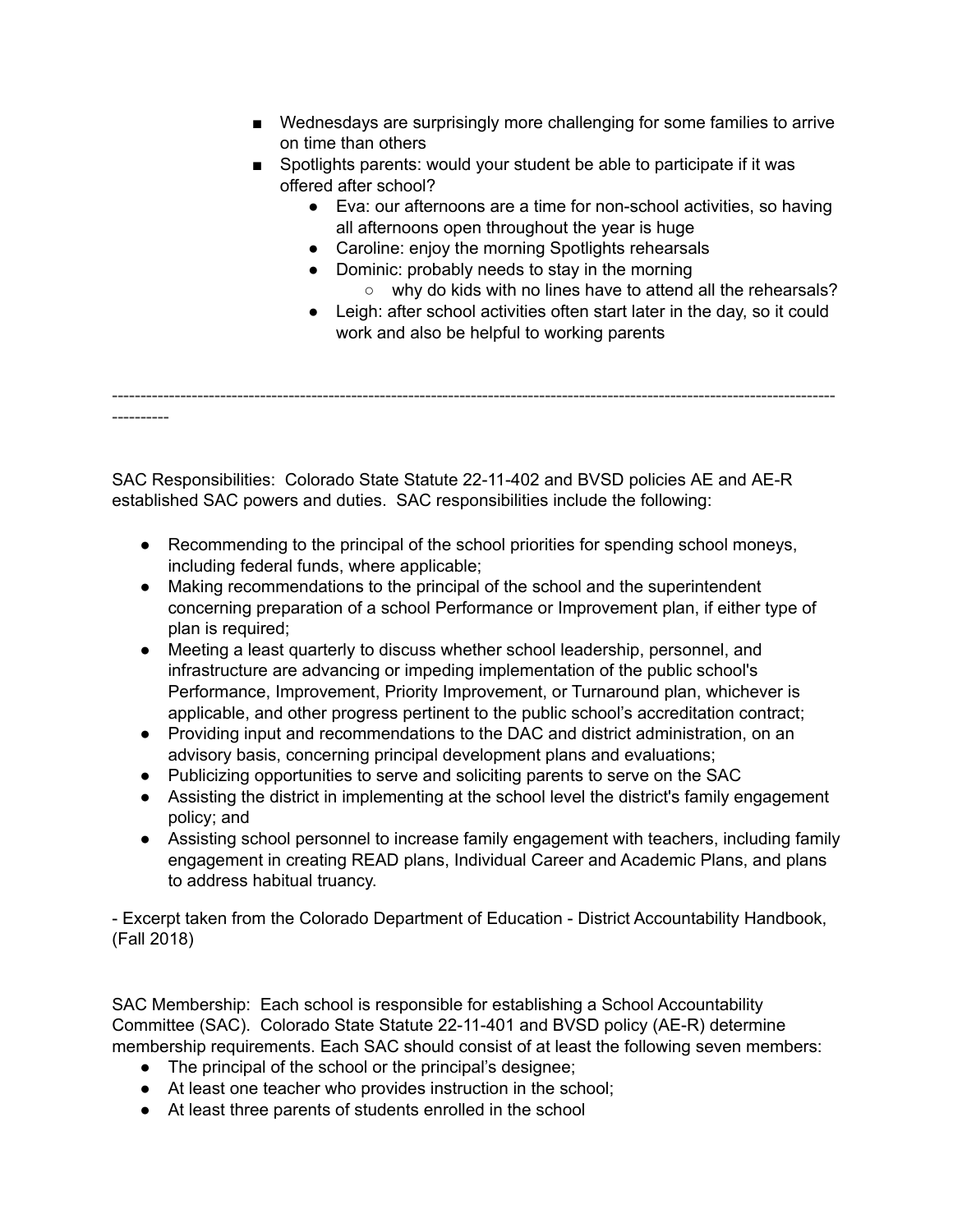- Wednesdays are surprisingly more challenging for some families to arrive on time than others
        - Spotlights parents: would your student be able to participate if it was offered after school?
            - Eva: our afternoons are a time for non-school activities, so having all afternoons open throughout the year is huge
            - Caroline: enjoy the morning Spotlights rehearsals
            - Dominic: probably needs to stay in the morning
                - why do kids with no lines have to attend all the rehearsals?
            - Leigh: after school activities often start later in the day, so it could work and also be helpful to working parents

---

SAC Responsibilities: Colorado State Statute 22-11-402 and BVSD policies AE and AE-R established SAC powers and duties. SAC responsibilities include the following:

- Recommending to the principal of the school priorities for spending school moneys, including federal funds, where applicable;
- Making recommendations to the principal of the school and the superintendent concerning preparation of a school Performance or Improvement plan, if either type of plan is required;
- Meeting a least quarterly to discuss whether school leadership, personnel, and infrastructure are advancing or impeding implementation of the public school's Performance, Improvement, Priority Improvement, or Turnaround plan, whichever is applicable, and other progress pertinent to the public school's accreditation contract;
- Providing input and recommendations to the DAC and district administration, on an advisory basis, concerning principal development plans and evaluations;
- Publicizing opportunities to serve and soliciting parents to serve on the SAC
- Assisting the district in implementing at the school level the district's family engagement policy; and
- Assisting school personnel to increase family engagement with teachers, including family engagement in creating READ plans, Individual Career and Academic Plans, and plans to address habitual truancy.

- Excerpt taken from the Colorado Department of Education - District Accountability Handbook, (Fall 2018)

SAC Membership: Each school is responsible for establishing a School Accountability Committee (SAC). Colorado State Statute 22-11-401 and BVSD policy (AE-R) determine membership requirements. Each SAC should consist of at least the following seven members:

- The principal of the school or the principal's designee;
- At least one teacher who provides instruction in the school;
- At least three parents of students enrolled in the school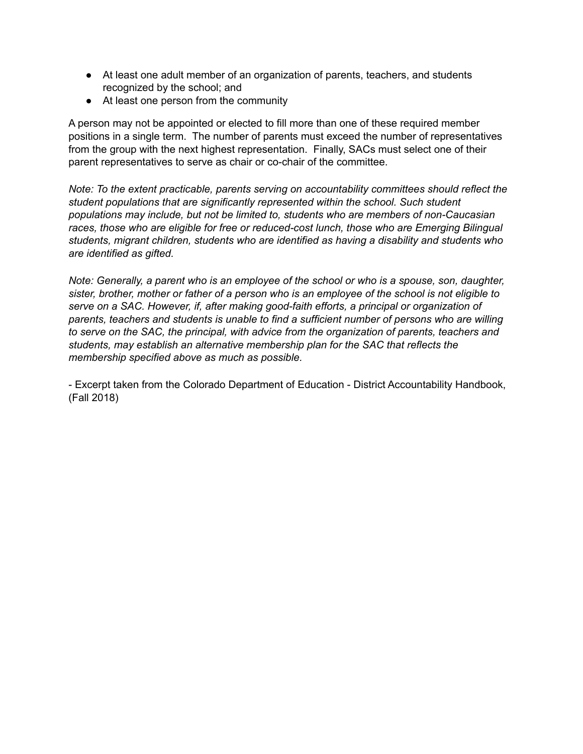- At least one adult member of an organization of parents, teachers, and students recognized by the school; and
- At least one person from the community

A person may not be appointed or elected to fill more than one of these required member positions in a single term. The number of parents must exceed the number of representatives from the group with the next highest representation. Finally, SACs must select one of their parent representatives to serve as chair or co-chair of the committee.

*Note: To the extent practicable, parents serving on accountability committees should reflect the student populations that are significantly represented within the school. Such student populations may include, but not be limited to, students who are members of non-Caucasian races, those who are eligible for free or reduced-cost lunch, those who are Emerging Bilingual students, migrant children, students who are identified as having a disability and students who are identified as gifted.*

*Note: Generally, a parent who is an employee of the school or who is a spouse, son, daughter, sister, brother, mother or father of a person who is an employee of the school is not eligible to serve on a SAC. However, if, after making good-faith efforts, a principal or organization of parents, teachers and students is unable to find a sufficient number of persons who are willing to serve on the SAC, the principal, with advice from the organization of parents, teachers and students, may establish an alternative membership plan for the SAC that reflects the membership specified above as much as possible.*

- Excerpt taken from the Colorado Department of Education - District Accountability Handbook, (Fall 2018)